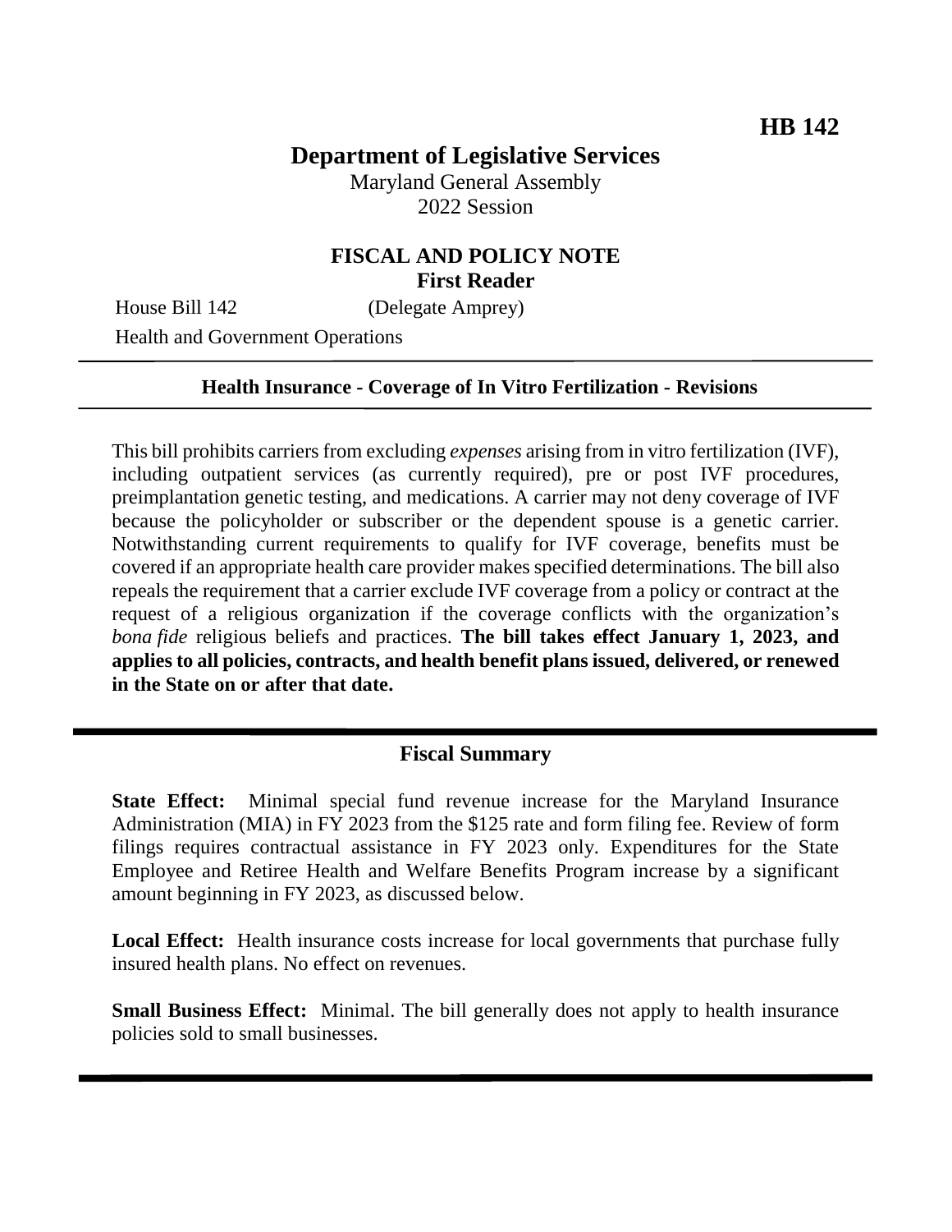**HB 142**

# Department of Legislative Services

Maryland General Assembly
2022 Session

## FISCAL AND POLICY NOTE
**First Reader**

House Bill 142 (Delegate Amprey)

Health and Government Operations

---

**Health Insurance - Coverage of In Vitro Fertilization - Revisions**

---

This bill prohibits carriers from excluding *expenses* arising from in vitro fertilization (IVF), including outpatient services (as currently required), pre or post IVF procedures, preimplantation genetic testing, and medications. A carrier may not deny coverage of IVF because the policyholder or subscriber or the dependent spouse is a genetic carrier. Notwithstanding current requirements to qualify for IVF coverage, benefits must be covered if an appropriate health care provider makes specified determinations. The bill also repeals the requirement that a carrier exclude IVF coverage from a policy or contract at the request of a religious organization if the coverage conflicts with the organization's *bona fide* religious beliefs and practices. **The bill takes effect January 1, 2023, and applies to all policies, contracts, and health benefit plans issued, delivered, or renewed in the State on or after that date.**

---

## Fiscal Summary

**State Effect:** Minimal special fund revenue increase for the Maryland Insurance Administration (MIA) in FY 2023 from the $125 rate and form filing fee. Review of form filings requires contractual assistance in FY 2023 only. Expenditures for the State Employee and Retiree Health and Welfare Benefits Program increase by a significant amount beginning in FY 2023, as discussed below.

**Local Effect:** Health insurance costs increase for local governments that purchase fully insured health plans. No effect on revenues.

**Small Business Effect:** Minimal. The bill generally does not apply to health insurance policies sold to small businesses.

---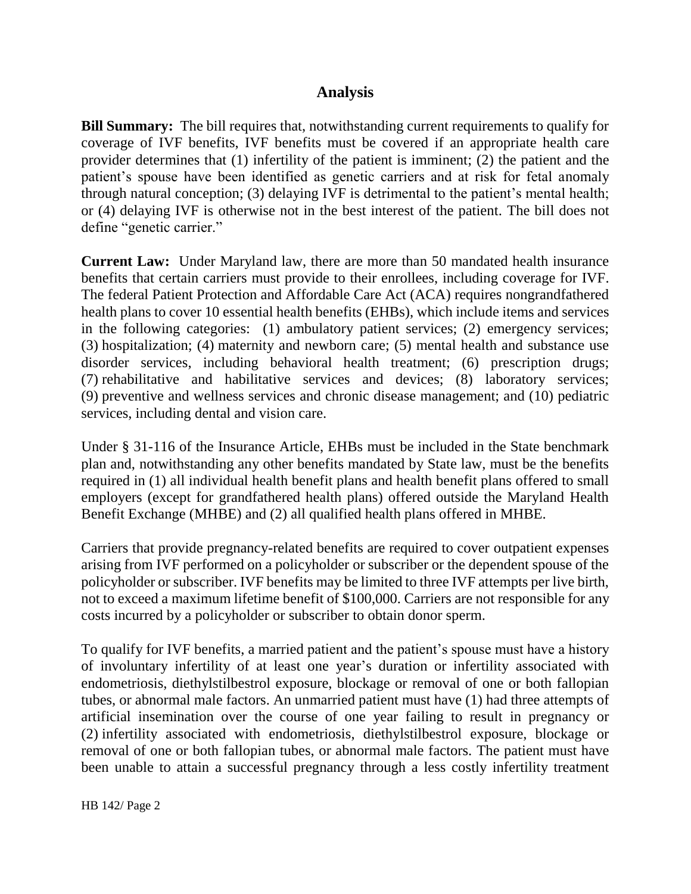## Analysis

**Bill Summary:** The bill requires that, notwithstanding current requirements to qualify for coverage of IVF benefits, IVF benefits must be covered if an appropriate health care provider determines that (1) infertility of the patient is imminent; (2) the patient and the patient's spouse have been identified as genetic carriers and at risk for fetal anomaly through natural conception; (3) delaying IVF is detrimental to the patient's mental health; or (4) delaying IVF is otherwise not in the best interest of the patient. The bill does not define "genetic carrier."

**Current Law:** Under Maryland law, there are more than 50 mandated health insurance benefits that certain carriers must provide to their enrollees, including coverage for IVF. The federal Patient Protection and Affordable Care Act (ACA) requires nongrandfathered health plans to cover 10 essential health benefits (EHBs), which include items and services in the following categories: (1) ambulatory patient services; (2) emergency services; (3) hospitalization; (4) maternity and newborn care; (5) mental health and substance use disorder services, including behavioral health treatment; (6) prescription drugs; (7) rehabilitative and habilitative services and devices; (8) laboratory services; (9) preventive and wellness services and chronic disease management; and (10) pediatric services, including dental and vision care.

Under § 31-116 of the Insurance Article, EHBs must be included in the State benchmark plan and, notwithstanding any other benefits mandated by State law, must be the benefits required in (1) all individual health benefit plans and health benefit plans offered to small employers (except for grandfathered health plans) offered outside the Maryland Health Benefit Exchange (MHBE) and (2) all qualified health plans offered in MHBE.

Carriers that provide pregnancy-related benefits are required to cover outpatient expenses arising from IVF performed on a policyholder or subscriber or the dependent spouse of the policyholder or subscriber. IVF benefits may be limited to three IVF attempts per live birth, not to exceed a maximum lifetime benefit of $100,000. Carriers are not responsible for any costs incurred by a policyholder or subscriber to obtain donor sperm.

To qualify for IVF benefits, a married patient and the patient's spouse must have a history of involuntary infertility of at least one year's duration or infertility associated with endometriosis, diethylstilbestrol exposure, blockage or removal of one or both fallopian tubes, or abnormal male factors. An unmarried patient must have (1) had three attempts of artificial insemination over the course of one year failing to result in pregnancy or (2) infertility associated with endometriosis, diethylstilbestrol exposure, blockage or removal of one or both fallopian tubes, or abnormal male factors. The patient must have been unable to attain a successful pregnancy through a less costly infertility treatment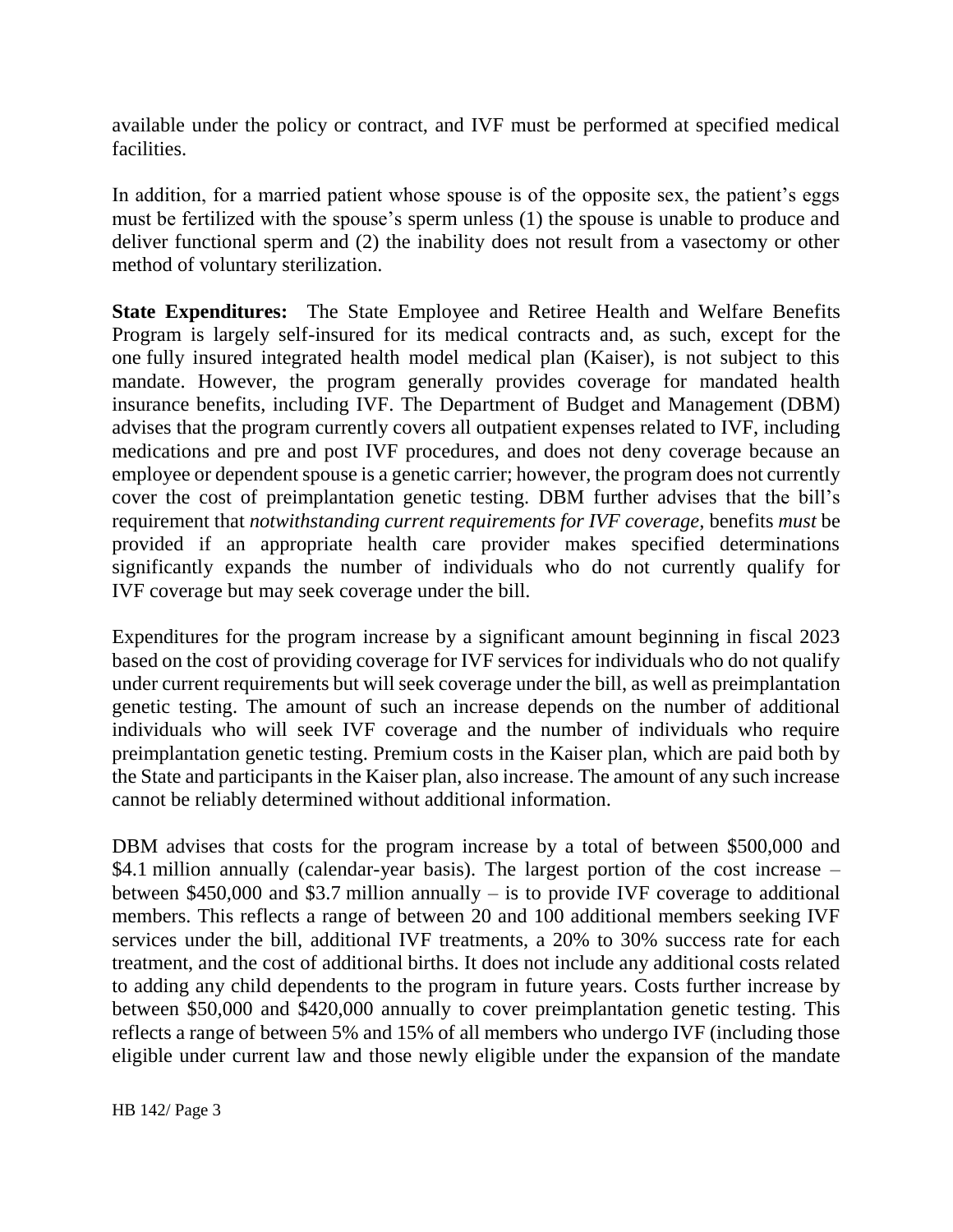available under the policy or contract, and IVF must be performed at specified medical facilities.

In addition, for a married patient whose spouse is of the opposite sex, the patient's eggs must be fertilized with the spouse's sperm unless (1) the spouse is unable to produce and deliver functional sperm and (2) the inability does not result from a vasectomy or other method of voluntary sterilization.

**State Expenditures:** The State Employee and Retiree Health and Welfare Benefits Program is largely self-insured for its medical contracts and, as such, except for the one fully insured integrated health model medical plan (Kaiser), is not subject to this mandate. However, the program generally provides coverage for mandated health insurance benefits, including IVF. The Department of Budget and Management (DBM) advises that the program currently covers all outpatient expenses related to IVF, including medications and pre and post IVF procedures, and does not deny coverage because an employee or dependent spouse is a genetic carrier; however, the program does not currently cover the cost of preimplantation genetic testing. DBM further advises that the bill's requirement that *notwithstanding current requirements for IVF coverage,* benefits *must* be provided if an appropriate health care provider makes specified determinations significantly expands the number of individuals who do not currently qualify for IVF coverage but may seek coverage under the bill.

Expenditures for the program increase by a significant amount beginning in fiscal 2023 based on the cost of providing coverage for IVF services for individuals who do not qualify under current requirements but will seek coverage under the bill, as well as preimplantation genetic testing. The amount of such an increase depends on the number of additional individuals who will seek IVF coverage and the number of individuals who require preimplantation genetic testing. Premium costs in the Kaiser plan, which are paid both by the State and participants in the Kaiser plan, also increase. The amount of any such increase cannot be reliably determined without additional information.

DBM advises that costs for the program increase by a total of between $500,000 and $4.1 million annually (calendar-year basis). The largest portion of the cost increase – between $450,000 and $3.7 million annually – is to provide IVF coverage to additional members. This reflects a range of between 20 and 100 additional members seeking IVF services under the bill, additional IVF treatments, a 20% to 30% success rate for each treatment, and the cost of additional births. It does not include any additional costs related to adding any child dependents to the program in future years. Costs further increase by between $50,000 and $420,000 annually to cover preimplantation genetic testing. This reflects a range of between 5% and 15% of all members who undergo IVF (including those eligible under current law and those newly eligible under the expansion of the mandate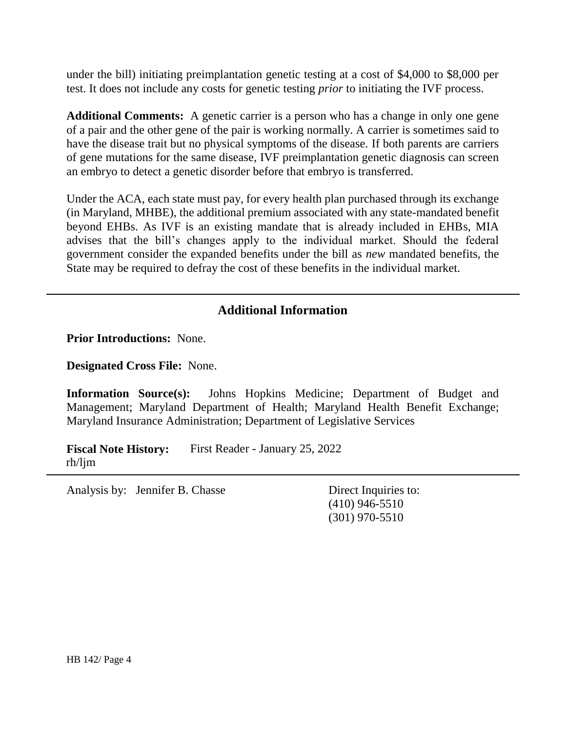under the bill) initiating preimplantation genetic testing at a cost of $4,000 to $8,000 per test. It does not include any costs for genetic testing *prior* to initiating the IVF process.

**Additional Comments:** A genetic carrier is a person who has a change in only one gene of a pair and the other gene of the pair is working normally. A carrier is sometimes said to have the disease trait but no physical symptoms of the disease. If both parents are carriers of gene mutations for the same disease, IVF preimplantation genetic diagnosis can screen an embryo to detect a genetic disorder before that embryo is transferred.

Under the ACA, each state must pay, for every health plan purchased through its exchange (in Maryland, MHBE), the additional premium associated with any state-mandated benefit beyond EHBs. As IVF is an existing mandate that is already included in EHBs, MIA advises that the bill's changes apply to the individual market. Should the federal government consider the expanded benefits under the bill as *new* mandated benefits, the State may be required to defray the cost of these benefits in the individual market.

## Additional Information

**Prior Introductions:** None.

**Designated Cross File:** None.

**Information Source(s):** Johns Hopkins Medicine; Department of Budget and Management; Maryland Department of Health; Maryland Health Benefit Exchange; Maryland Insurance Administration; Department of Legislative Services

**Fiscal Note History:** First Reader - January 25, 2022
rh/ljm

Analysis by: Jennifer B. Chasse

Direct Inquiries to:
(410) 946-5510
(301) 970-5510